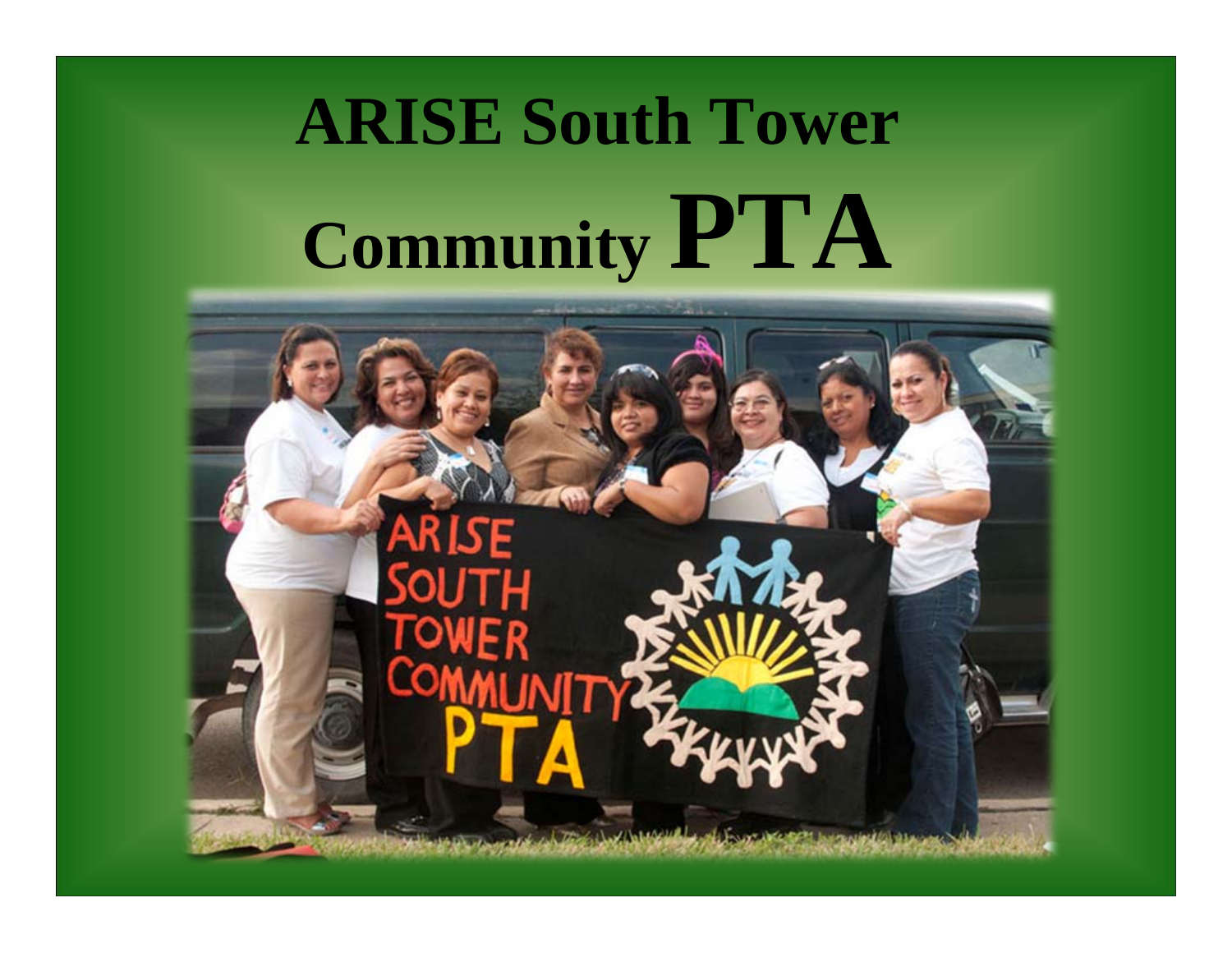# ARISE South Tower Community PTA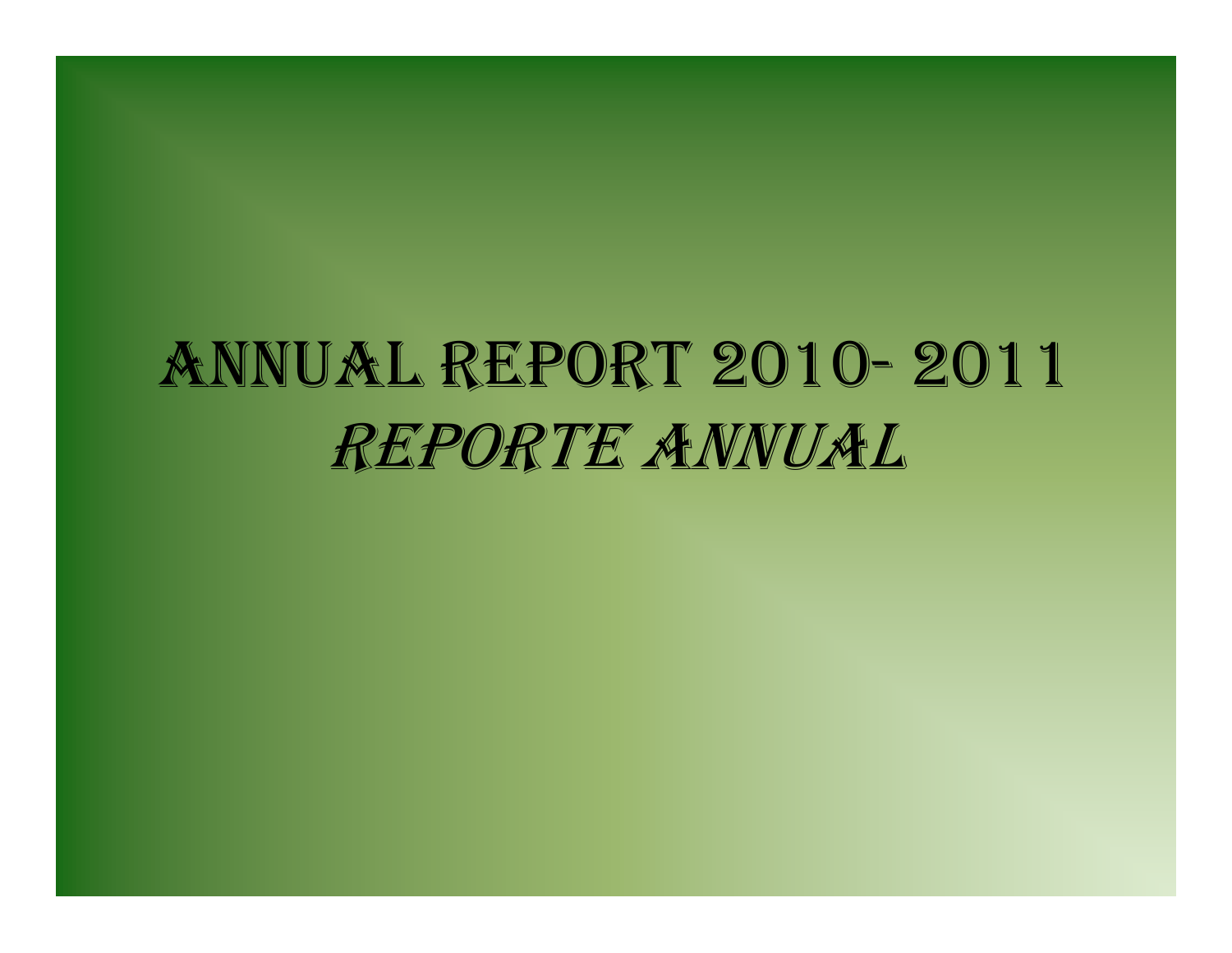# ANNUAL REPORT 2010- 2011

# *REPORTE ANNUAL*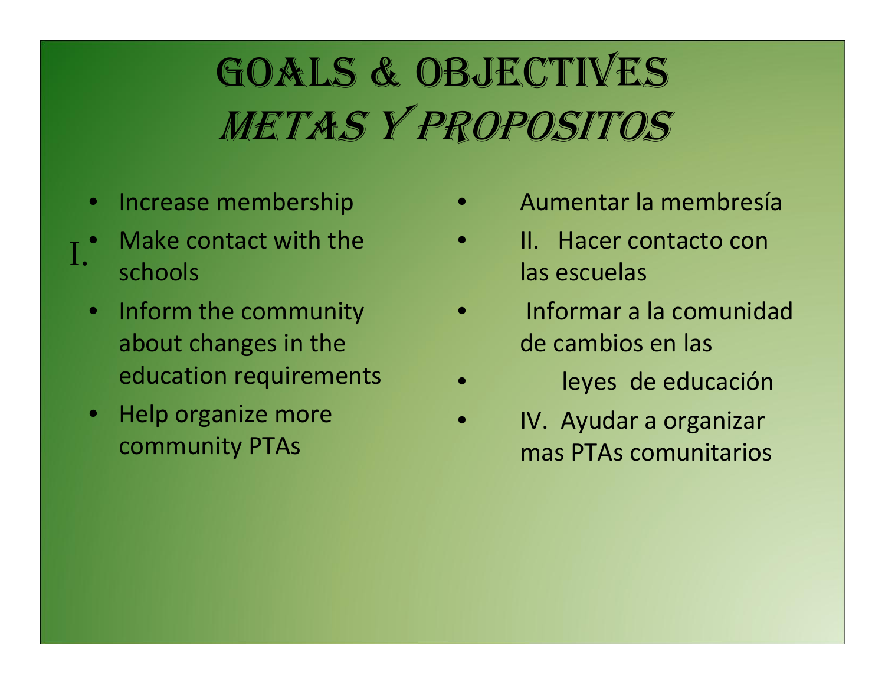# Goals & Objectives
# *Metas y Propositos*

- Increase membership
- I. Make contact with the schools
- Inform the community about changes in the education requirements
- Help organize more community PTAs

- Aumentar la membresía
- II. Hacer contacto con las escuelas
- Informar a la comunidad de cambios en las
- leyes de educación
- IV. Ayudar a organizar mas PTAs comunitarios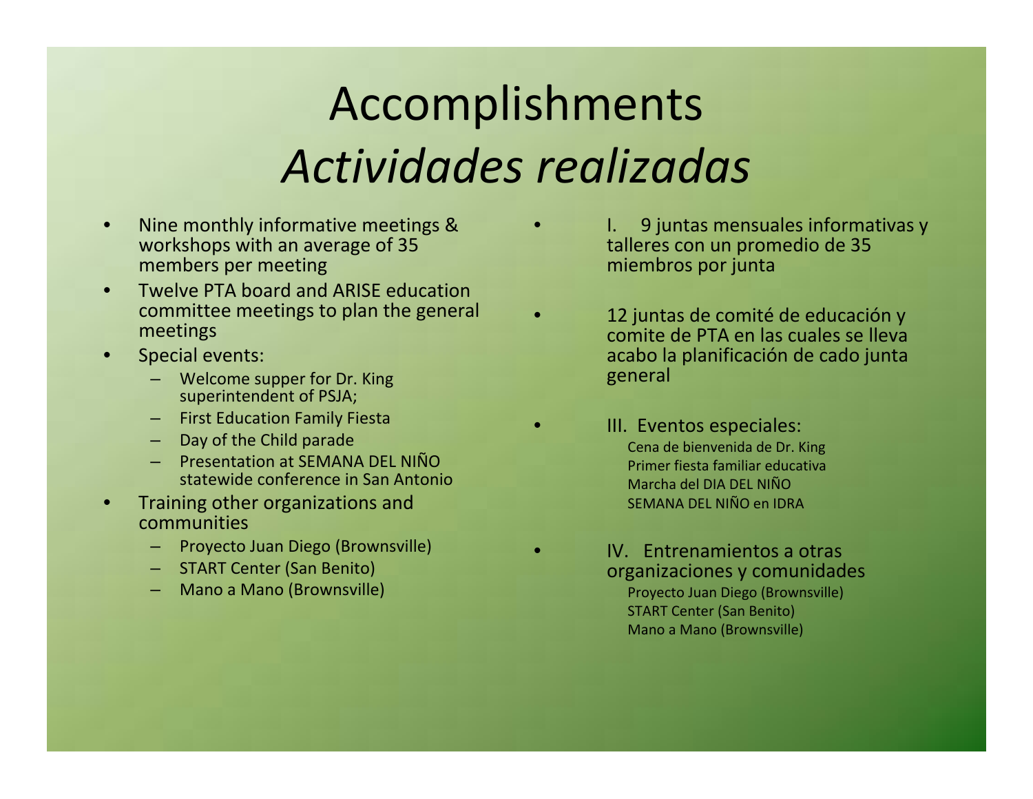# Accomplishments

# *Actividades realizadas*

- Nine monthly informative meetings & workshops with an average of 35 members per meeting
- Twelve PTA board and ARISE education committee meetings to plan the general meetings
- Special events:
  - Welcome supper for Dr. King superintendent of PSJA;
  - First Education Family Fiesta
  - Day of the Child parade
  - Presentation at SEMANA DEL NIÑO statewide conference in San Antonio
- Training other organizations and communities
  - Proyecto Juan Diego (Brownsville)
  - START Center (San Benito)
  - Mano a Mano (Brownsville)

- I. 9 juntas mensuales informativas y talleres con un promedio de 35 miembros por junta
- 12 juntas de comité de educación y comite de PTA en las cuales se lleva acabo la planificación de cado junta general
- III. Eventos especiales:
  - Cena de bienvenida de Dr. King
  - Primer fiesta familiar educativa
  - Marcha del DIA DEL NIÑO
  - SEMANA DEL NIÑO en IDRA
- IV. Entrenamientos a otras organizaciones y comunidades
  - Proyecto Juan Diego (Brownsville)
  - START Center (San Benito)
  - Mano a Mano (Brownsville)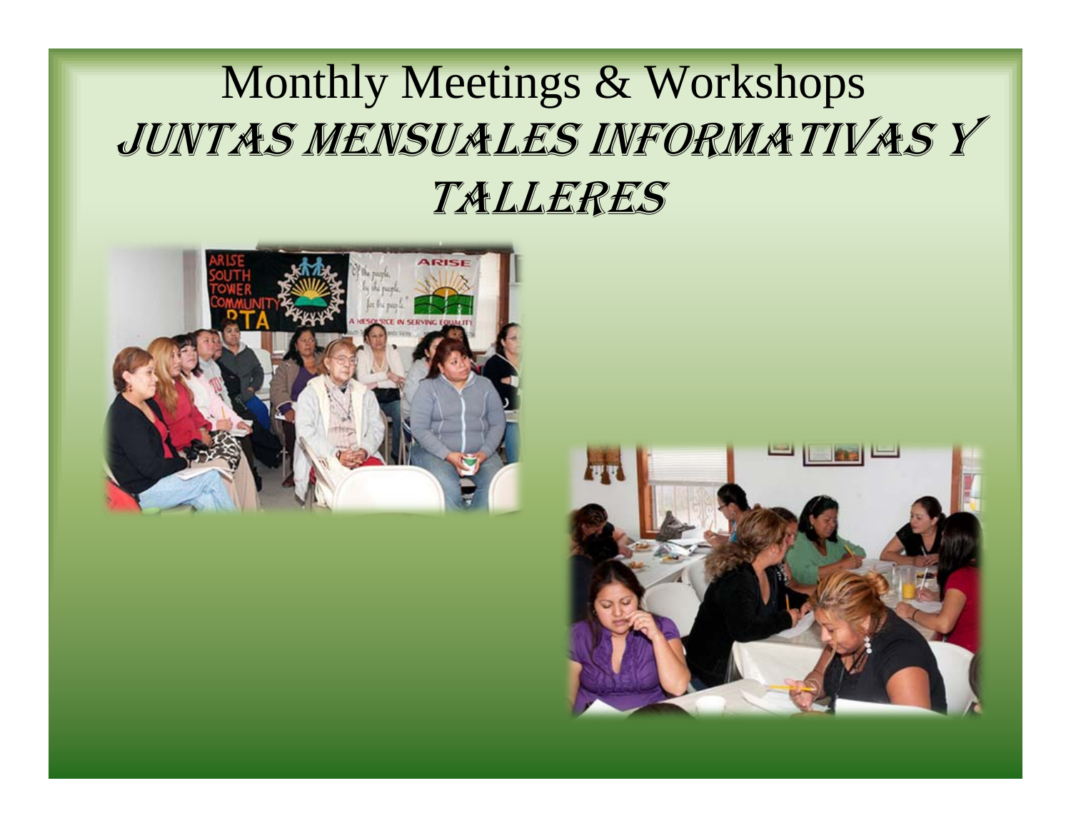# Monthly Meetings & Workshops

# *JUNTAS MENSUALES INFORMATIVAS Y TALLERES*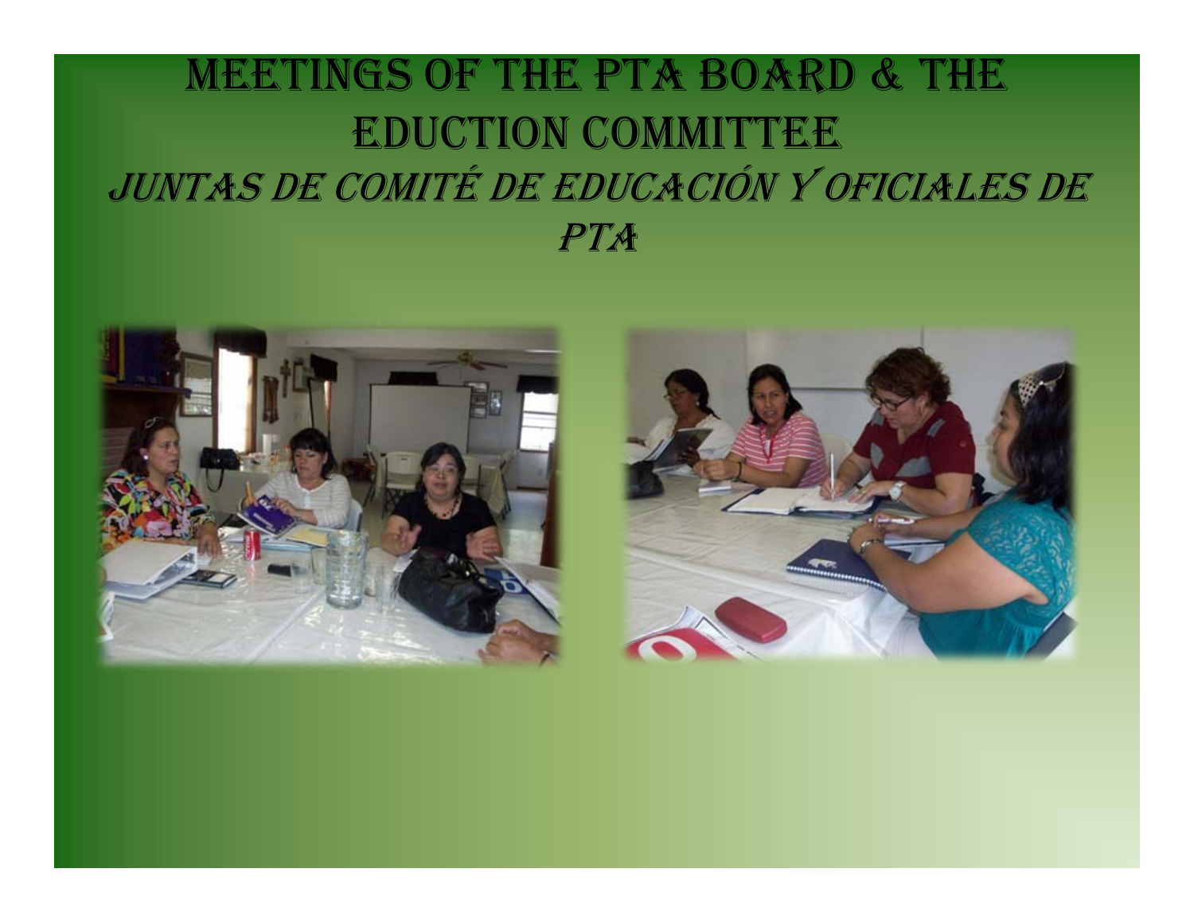# Meetings of the PTA Board & the Eduction Committee

## *Juntas de Comité de Educación y Oficiales de PTA*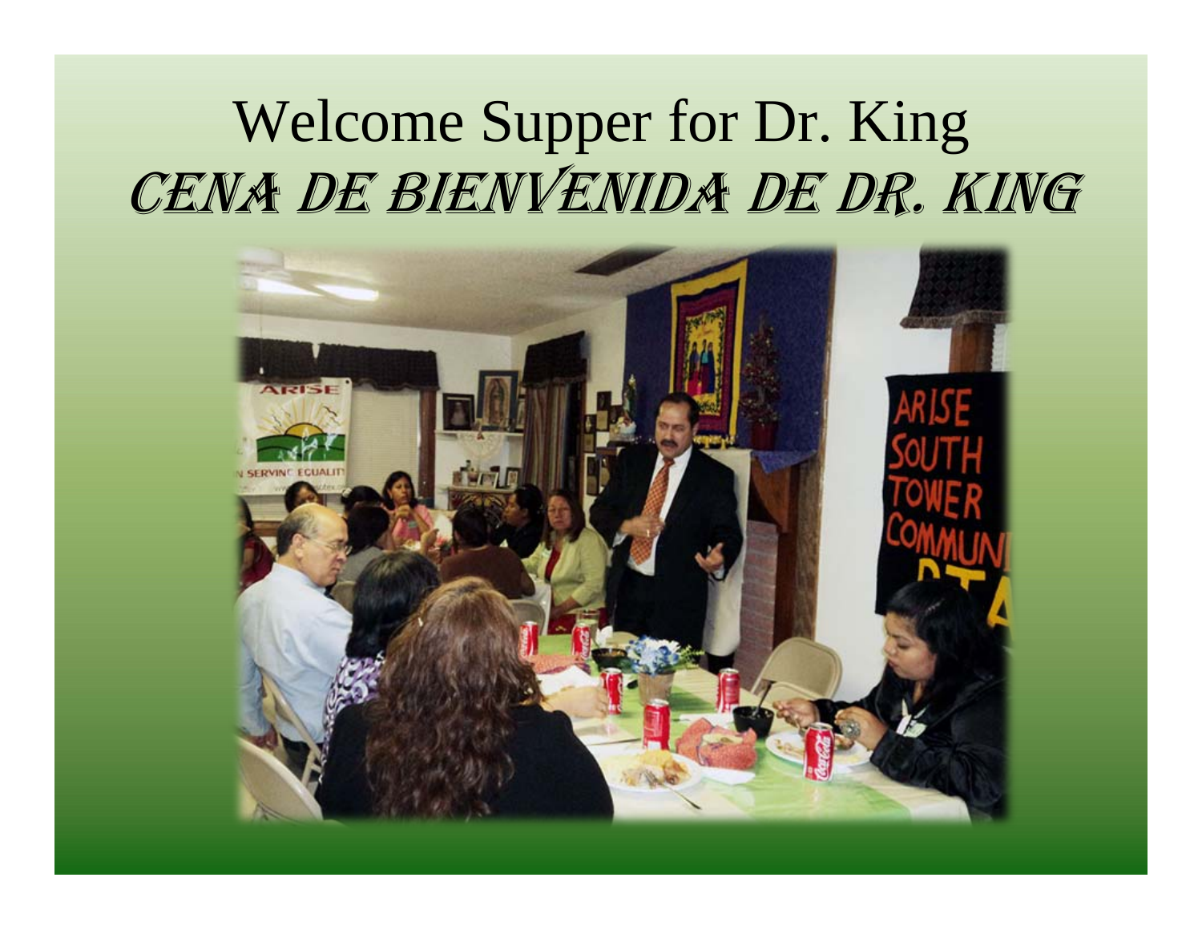# Welcome Supper for Dr. King

## *Cena de Bienvenida de Dr. King*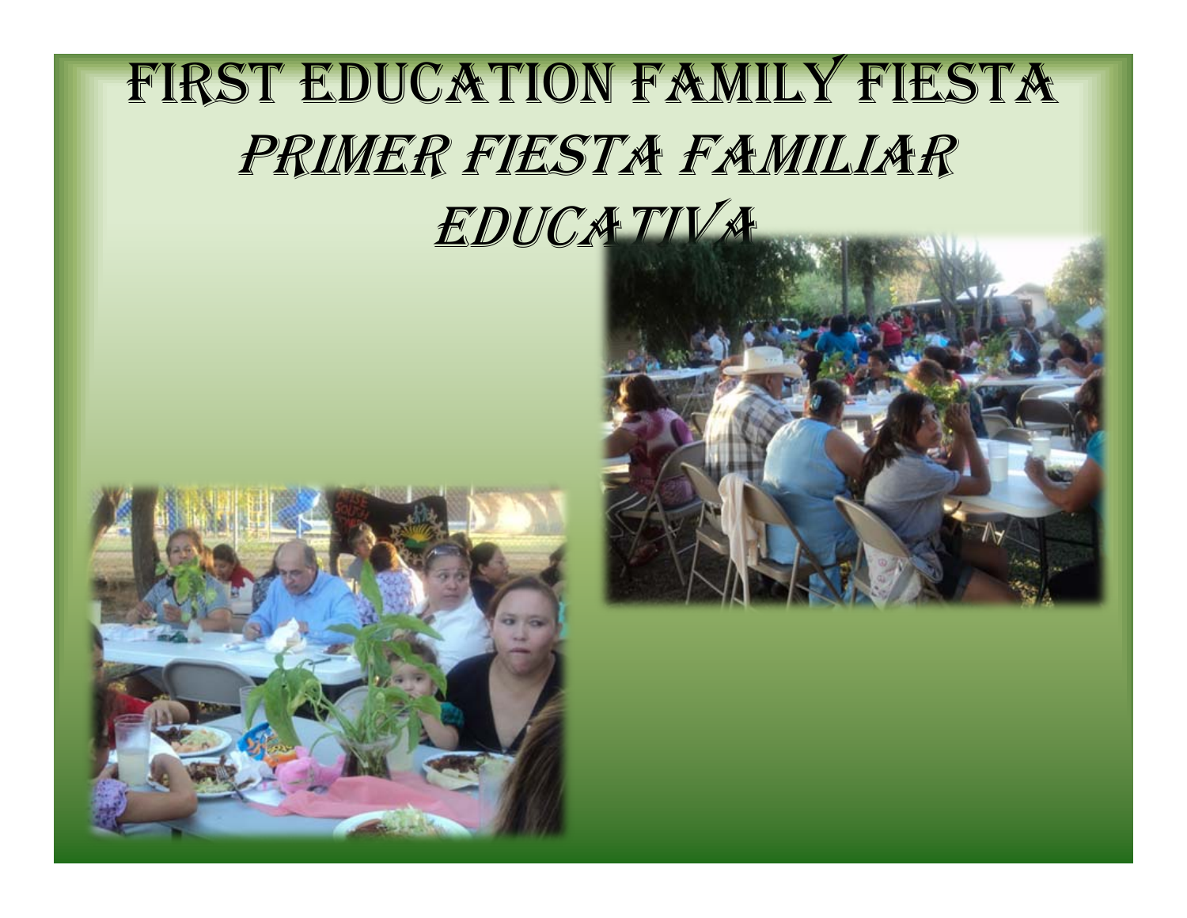# First Education Family Fiesta

# *Primer Fiesta Familiar Educativa*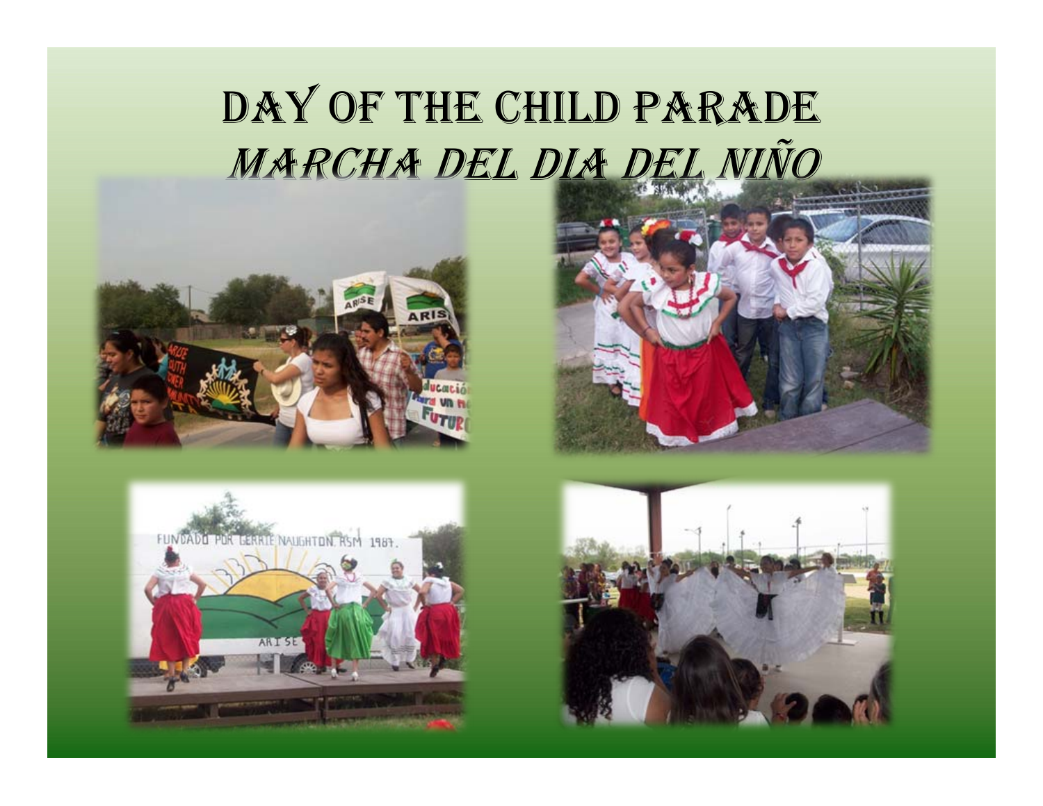# Day of the Child Parade
# *Marcha del Dia del Niño*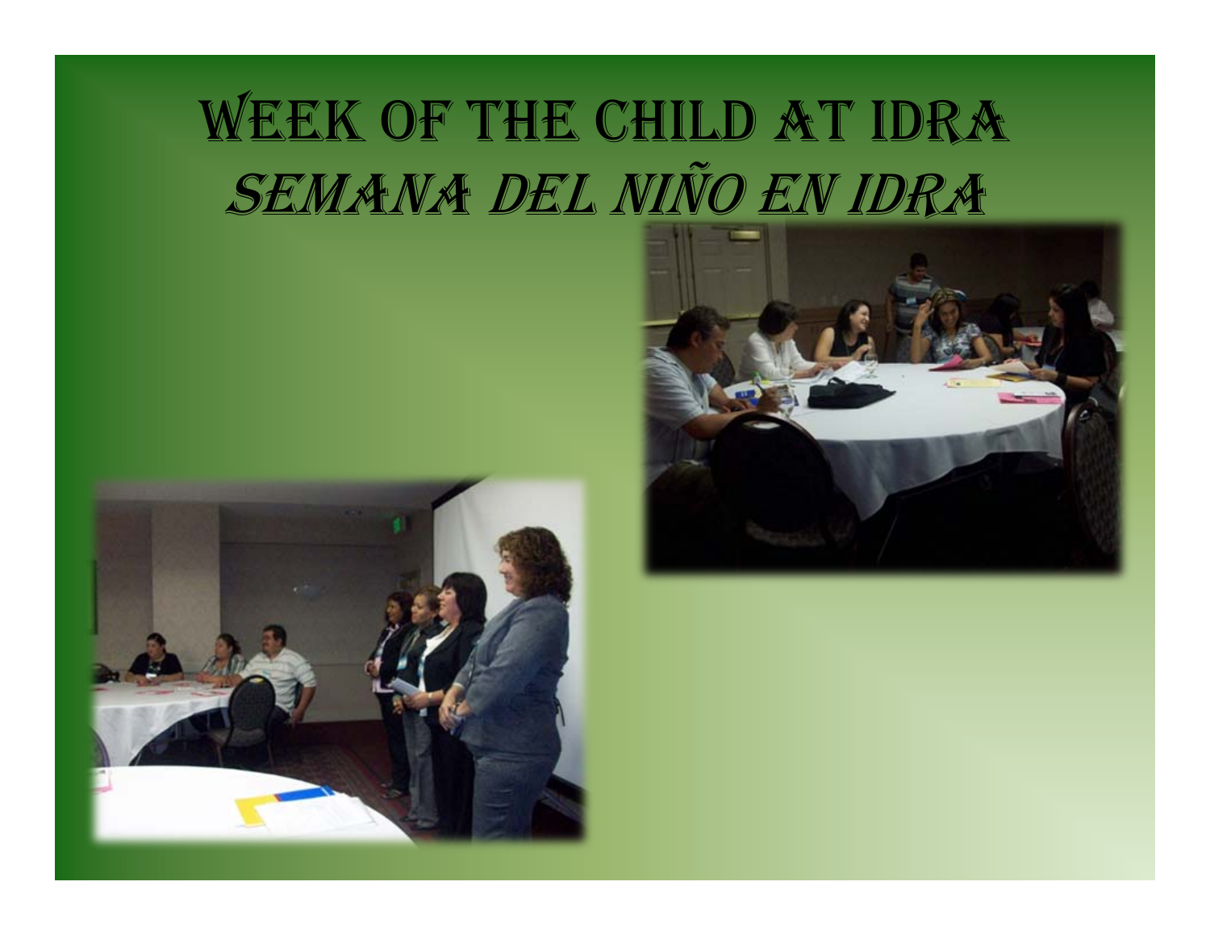# Week of the Child at IDRA
# *Semana del Niño en IDRA*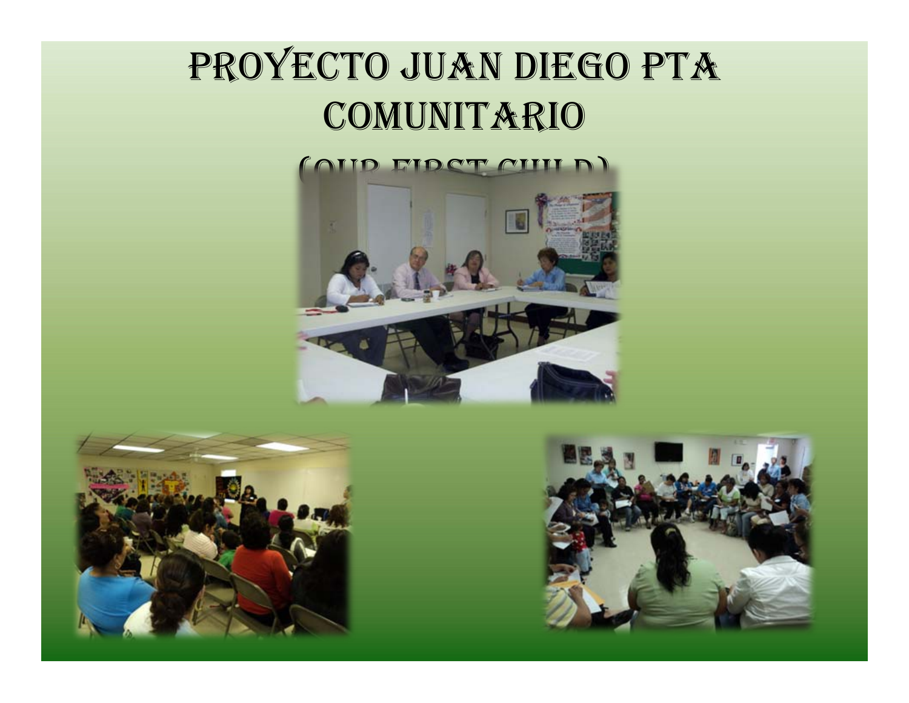# Proyecto Juan Diego PTA Comunitario

(Our First Child)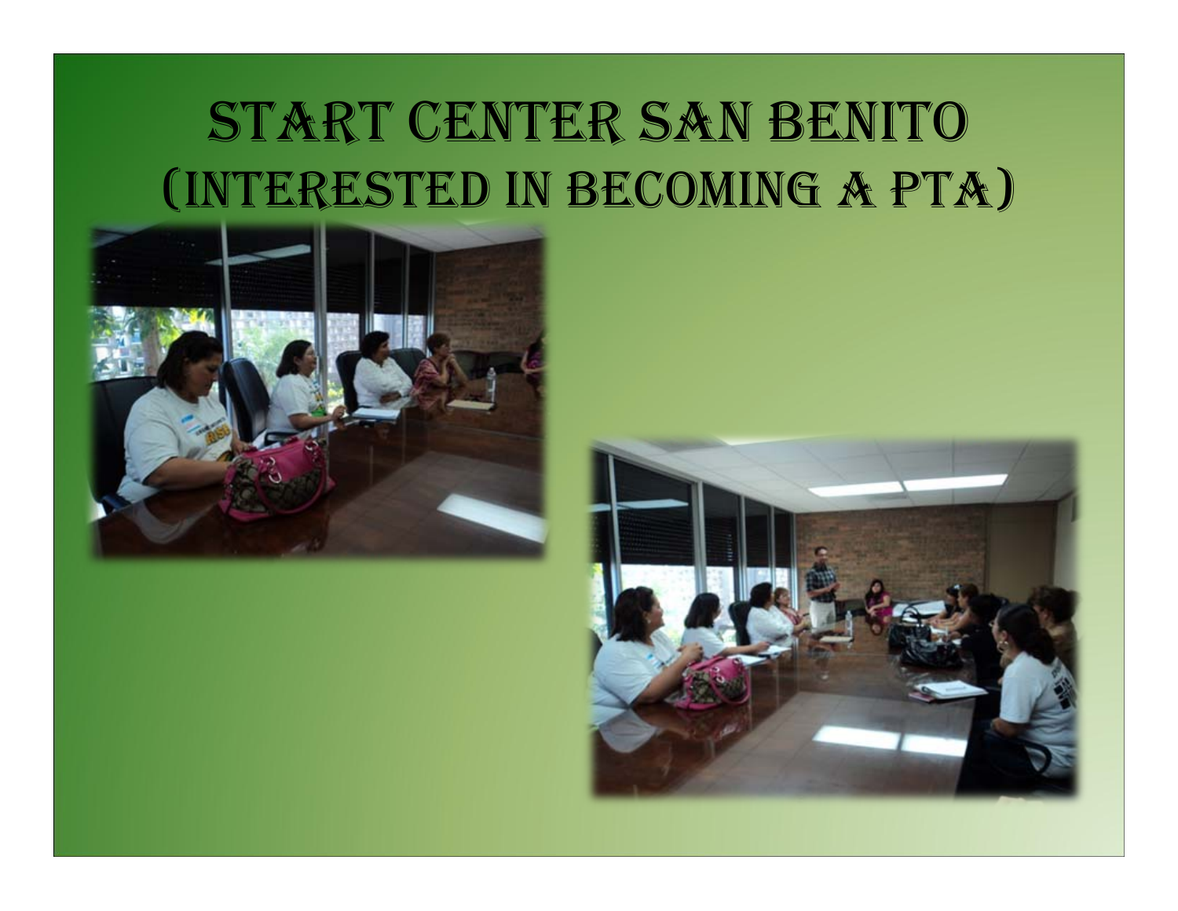# Start Center San Benito (Interested in becoming a PTA)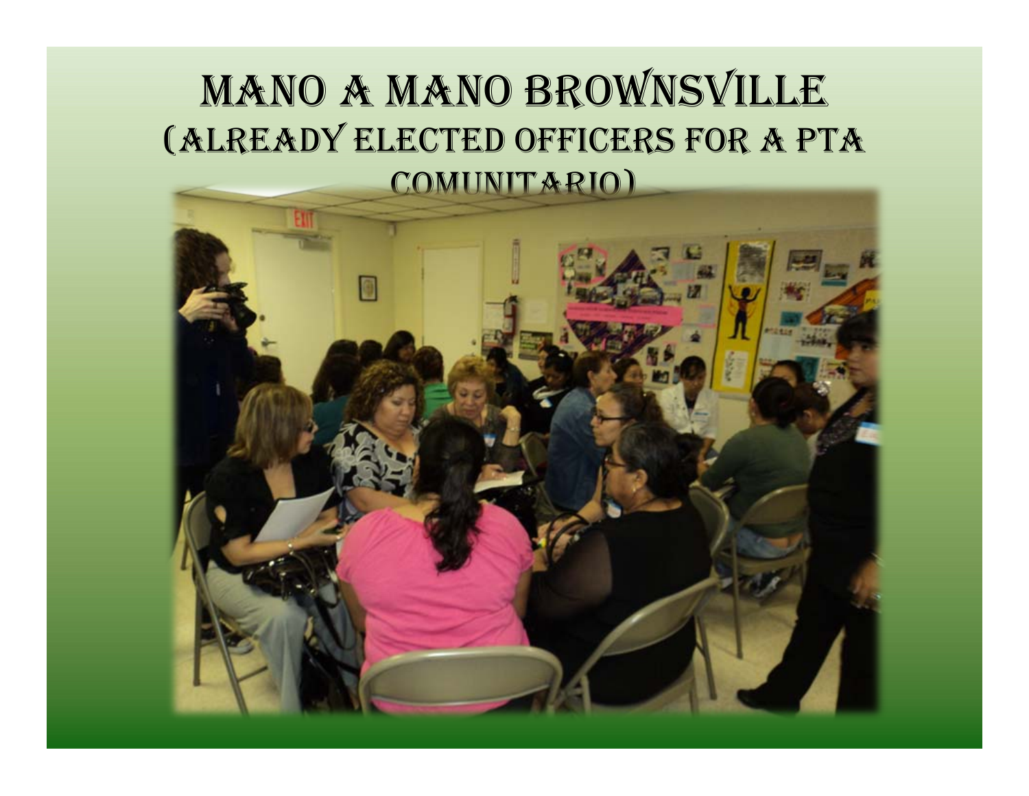# Mano a Mano Brownsville
## (Already elected officers for a PTA Comunitario)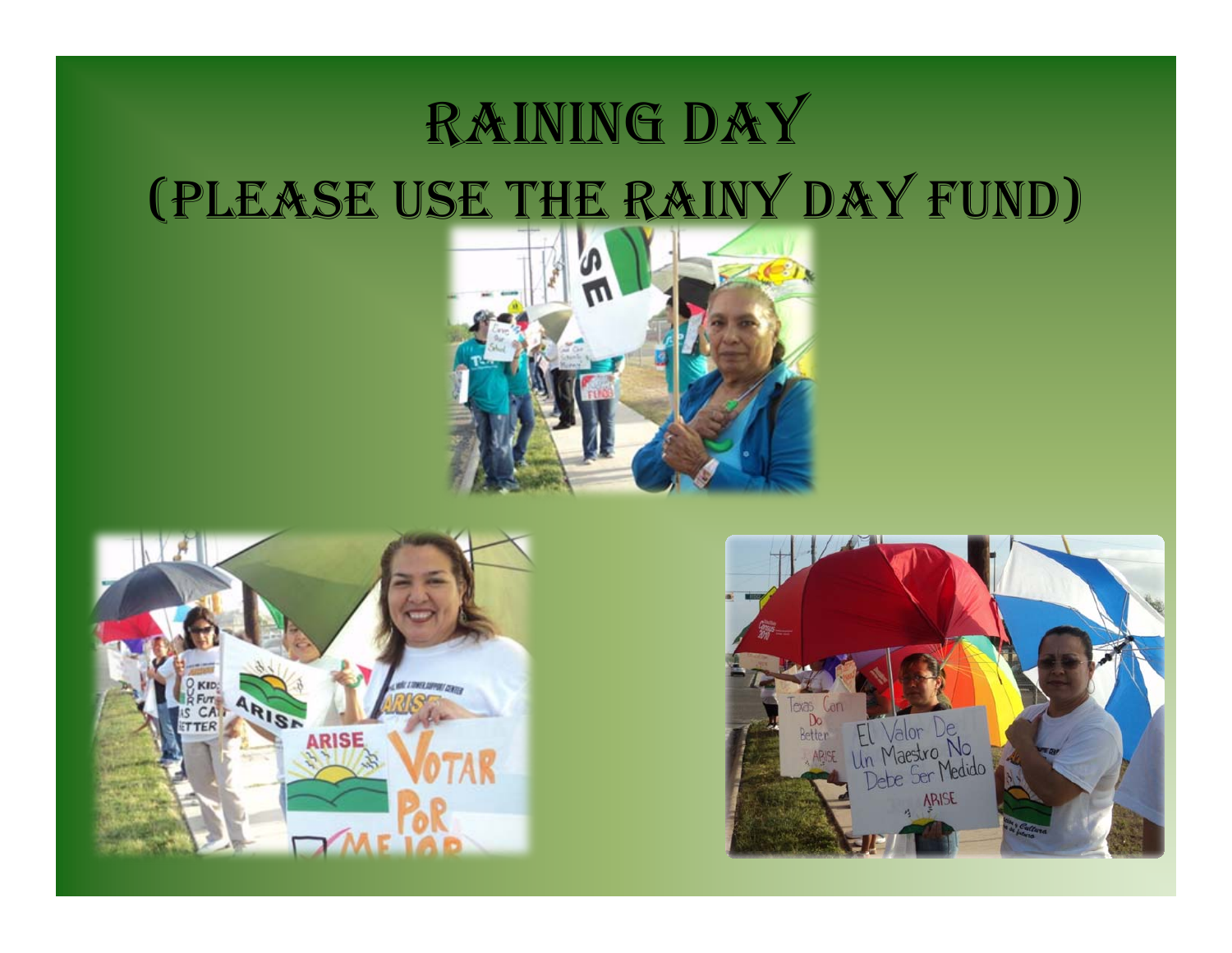# Raining Day
# (Please use the Rainy Day Fund)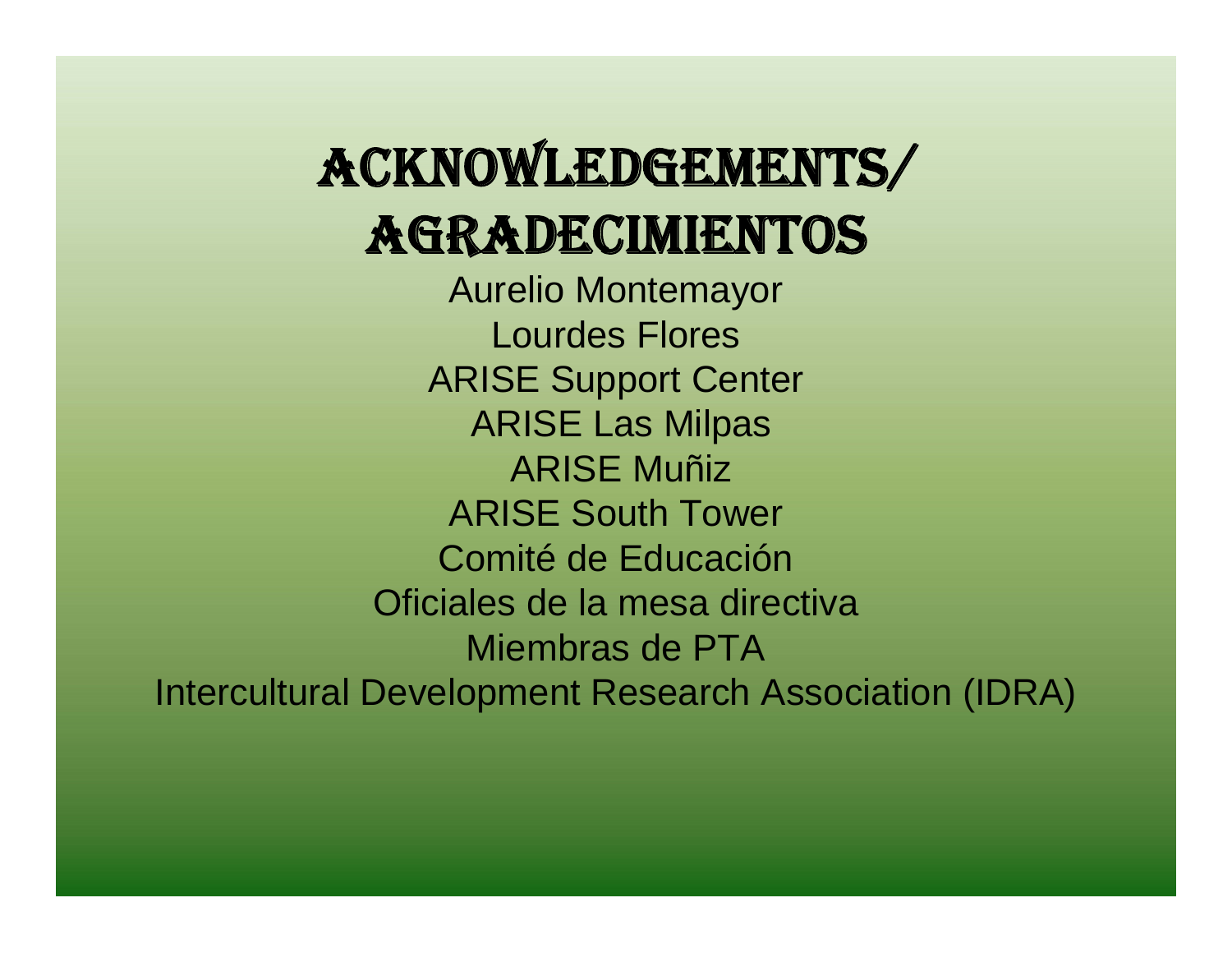# Acknowledgements/ Agradecimientos

Aurelio Montemayor

Lourdes Flores

ARISE Support Center

ARISE Las Milpas

ARISE Muñiz

ARISE South Tower

Comité de Educación

Oficiales de la mesa directiva

Miembras de PTA

Intercultural Development Research Association (IDRA)